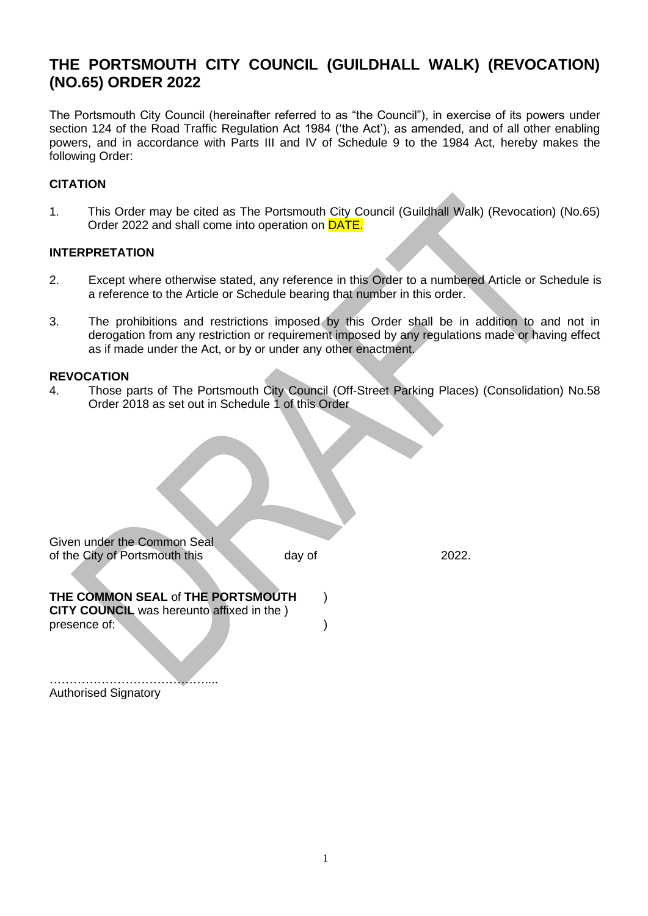# THE PORTSMOUTH CITY COUNCIL (GUILDHALL WALK) (REVOCATION) (NO.65) ORDER 2022

The Portsmouth City Council (hereinafter referred to as "the Council"), in exercise of its powers under section 124 of the Road Traffic Regulation Act 1984 ('the Act'), as amended, and of all other enabling powers, and in accordance with Parts III and IV of Schedule 9 to the 1984 Act, hereby makes the following Order:

### CITATION

1. This Order may be cited as The Portsmouth City Council (Guildhall Walk) (Revocation) (No.65) Order 2022 and shall come into operation on DATE.

### INTERPRETATION

2. Except where otherwise stated, any reference in this Order to a numbered Article or Schedule is a reference to the Article or Schedule bearing that number in this order.

3. The prohibitions and restrictions imposed by this Order shall be in addition to and not in derogation from any restriction or requirement imposed by any regulations made or having effect as if made under the Act, or by or under any other enactment.

### REVOCATION

4. Those parts of The Portsmouth City Council (Off-Street Parking Places) (Consolidation) No.58 Order 2018 as set out in Schedule 1 of this Order

Given under the Common Seal
of the City of Portsmouth this day of 2022.

**THE COMMON SEAL** of **THE PORTSMOUTH** )
**CITY COUNCIL** was hereunto affixed in the )
presence of: )

…………………………………....
Authorised Signatory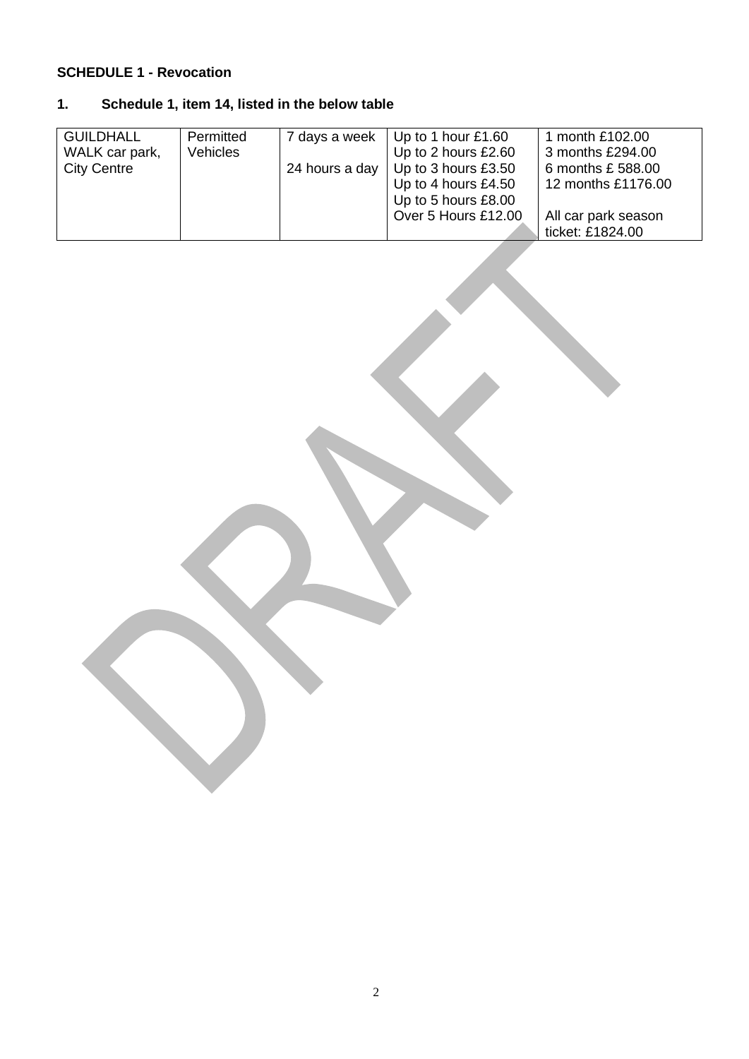**SCHEDULE 1 - Revocation**

**1. Schedule 1, item 14, listed in the below table**

| | | | | |
|---|---|---|---|---|
| GUILDHALL WALK car park, City Centre | Permitted Vehicles | 7 days a week<br><br>24 hours a day | Up to 1 hour £1.60<br>Up to 2 hours £2.60<br>Up to 3 hours £3.50<br>Up to 4 hours £4.50<br>Up to 5 hours £8.00<br>Over 5 Hours £12.00 | 1 month £102.00<br>3 months £294.00<br>6 months £ 588.00<br>12 months £1176.00<br><br>All car park season ticket: £1824.00 |

DRAFT